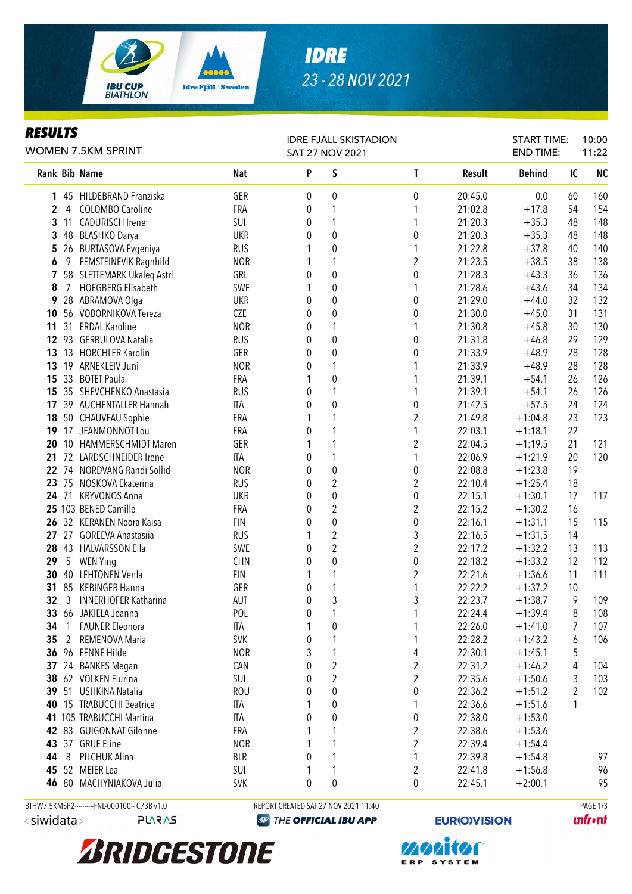# IDRE

23 - 28 NOV 2021

## RESULTS

WOMEN 7.5KM SPRINT

IDRE FJÄLL SKISTADION
SAT 27 NOV 2021

START TIME: 10:00
END TIME: 11:22

| Rank | Bib | Name | Nat | P | S | T | Result | Behind | IC | NC |
|---|---|---|---|---|---|---|---|---|---|---|
| 1 | 45 | HILDEBRAND Franziska | GER | 0 | 0 | 0 | 20:45.0 | 0.0 | 60 | 160 |
| 2 | 4 | COLOMBO Caroline | FRA | 0 | 1 | 1 | 21:02.8 | +17.8 | 54 | 154 |
| 3 | 11 | CADURISCH Irene | SUI | 0 | 1 | 1 | 21:20.3 | +35.3 | 48 | 148 |
| 3 | 48 | BLASHKO Darya | UKR | 0 | 0 | 0 | 21:20.3 | +35.3 | 48 | 148 |
| 5 | 26 | BURTASOVA Evgeniya | RUS | 1 | 0 | 1 | 21:22.8 | +37.8 | 40 | 140 |
| 6 | 9 | FEMSTEINEVIK Ragnhild | NOR | 1 | 1 | 2 | 21:23.5 | +38.5 | 38 | 138 |
| 7 | 58 | SLETTEMARK Ukaleq Astri | GRL | 0 | 0 | 0 | 21:28.3 | +43.3 | 36 | 136 |
| 8 | 7 | HOEGBERG Elisabeth | SWE | 1 | 0 | 1 | 21:28.6 | +43.6 | 34 | 134 |
| 9 | 28 | ABRAMOVA Olga | UKR | 0 | 0 | 0 | 21:29.0 | +44.0 | 32 | 132 |
| 10 | 56 | VOBORNIKOVA Tereza | CZE | 0 | 0 | 0 | 21:30.0 | +45.0 | 31 | 131 |
| 11 | 31 | ERDAL Karoline | NOR | 0 | 1 | 1 | 21:30.8 | +45.8 | 30 | 130 |
| 12 | 93 | GERBULOVA Natalia | RUS | 0 | 0 | 0 | 21:31.8 | +46.8 | 29 | 129 |
| 13 | 13 | HORCHLER Karolin | GER | 0 | 0 | 0 | 21:33.9 | +48.9 | 28 | 128 |
| 13 | 19 | ARNEKLEIV Juni | NOR | 0 | 1 | 1 | 21:33.9 | +48.9 | 28 | 128 |
| 15 | 33 | BOTET Paula | FRA | 1 | 0 | 1 | 21:39.1 | +54.1 | 26 | 126 |
| 15 | 35 | SHEVCHENKO Anastasia | RUS | 0 | 1 | 1 | 21:39.1 | +54.1 | 26 | 126 |
| 17 | 39 | AUCHENTALLER Hannah | ITA | 0 | 0 | 0 | 21:42.5 | +57.5 | 24 | 124 |
| 18 | 50 | CHAUVEAU Sophie | FRA | 1 | 1 | 2 | 21:49.8 | +1:04.8 | 23 | 123 |
| 19 | 17 | JEANMONNOT Lou | FRA | 0 | 1 | 1 | 22:03.1 | +1:18.1 | 22 | |
| 20 | 10 | HAMMERSCHMIDT Maren | GER | 1 | 1 | 2 | 22:04.5 | +1:19.5 | 21 | 121 |
| 21 | 72 | LARDSCHNEIDER Irene | ITA | 0 | 1 | 1 | 22:06.9 | +1:21.9 | 20 | 120 |
| 22 | 74 | NORDVANG Randi Sollid | NOR | 0 | 0 | 0 | 22:08.8 | +1:23.8 | 19 | |
| 23 | 75 | NOSKOVA Ekaterina | RUS | 0 | 2 | 2 | 22:10.4 | +1:25.4 | 18 | |
| 24 | 71 | KRYVONOS Anna | UKR | 0 | 0 | 0 | 22:15.1 | +1:30.1 | 17 | 117 |
| 25 | 103 | BENED Camille | FRA | 0 | 2 | 2 | 22:15.2 | +1:30.2 | 16 | |
| 26 | 32 | KERANEN Noora Kaisa | FIN | 0 | 0 | 0 | 22:16.1 | +1:31.1 | 15 | 115 |
| 27 | 27 | GOREEVA Anastasiia | RUS | 1 | 2 | 3 | 22:16.5 | +1:31.5 | 14 | |
| 28 | 43 | HALVARSSON Ella | SWE | 0 | 2 | 2 | 22:17.2 | +1:32.2 | 13 | 113 |
| 29 | 5 | WEN Ying | CHN | 0 | 0 | 0 | 22:18.2 | +1:33.2 | 12 | 112 |
| 30 | 40 | LEHTONEN Venla | FIN | 1 | 1 | 2 | 22:21.6 | +1:36.6 | 11 | 111 |
| 31 | 85 | KEBINGER Hanna | GER | 0 | 1 | 1 | 22:22.2 | +1:37.2 | 10 | |
| 32 | 3 | INNERHOFER Katharina | AUT | 0 | 3 | 3 | 22:23.7 | +1:38.7 | 9 | 109 |
| 33 | 66 | JAKIELA Joanna | POL | 0 | 1 | 1 | 22:24.4 | +1:39.4 | 8 | 108 |
| 34 | 1 | FAUNER Eleonora | ITA | 1 | 0 | 1 | 22:26.0 | +1:41.0 | 7 | 107 |
| 35 | 2 | REMENOVA Maria | SVK | 0 | 1 | 1 | 22:28.2 | +1:43.2 | 6 | 106 |
| 36 | 96 | FENNE Hilde | NOR | 3 | 1 | 4 | 22:30.1 | +1:45.1 | 5 | |
| 37 | 24 | BANKES Megan | CAN | 0 | 2 | 2 | 22:31.2 | +1:46.2 | 4 | 104 |
| 38 | 62 | VOLKEN Flurina | SUI | 0 | 2 | 2 | 22:35.6 | +1:50.6 | 3 | 103 |
| 39 | 51 | USHKINA Natalia | ROU | 0 | 0 | 0 | 22:36.2 | +1:51.2 | 2 | 102 |
| 40 | 15 | TRABUCCHI Beatrice | ITA | 1 | 0 | 1 | 22:36.6 | +1:51.6 | 1 | |
| 41 | 105 | TRABUCCHI Martina | ITA | 0 | 0 | 0 | 22:38.0 | +1:53.0 | | |
| 42 | 83 | GUIGONNAT Gilonne | FRA | 1 | 1 | 2 | 22:38.6 | +1:53.6 | | |
| 43 | 37 | GRUE Eline | NOR | 1 | 1 | 2 | 22:39.4 | +1:54.4 | | |
| 44 | 8 | PILCHUK Alina | BLR | 0 | 1 | 1 | 22:39.8 | +1:54.8 | | 97 |
| 45 | 52 | MEIER Lea | SUI | 1 | 1 | 2 | 22:41.8 | +1:56.8 | | 96 |
| 46 | 80 | MACHYNIAKOVA Julia | SVK | 0 | 0 | 0 | 22:45.1 | +2:00.1 | | 95 |

BTHW7.5KMSP2----------FNL-000100-- C73B v1.0    REPORT CREATED SAT 27 NOV 2021 11:40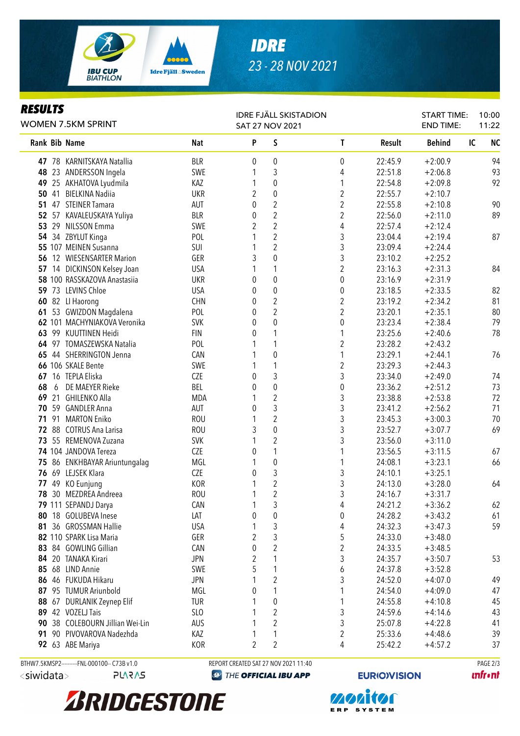# IDRE

23 - 28 NOV 2021

## RESULTS

WOMEN 7.5KM SPRINT

IDRE FJÄLL SKISTADION
SAT 27 NOV 2021

START TIME: 10:00
END TIME: 11:22

| Rank | Bib | Name | Nat | P | S | T | Result | Behind | IC | NC |
|---|---|---|---|---|---|---|---|---|---|---|
| 47 | 78 | KARNITSKAYA Natallia | BLR | 0 | 0 | 0 | 22:45.9 | +2:00.9 | | 94 |
| 48 | 23 | ANDERSSON Ingela | SWE | 1 | 3 | 4 | 22:51.8 | +2:06.8 | | 93 |
| 49 | 25 | AKHATOVA Lyudmila | KAZ | 1 | 0 | 1 | 22:54.8 | +2:09.8 | | 92 |
| 50 | 41 | BIELKINA Nadiia | UKR | 2 | 0 | 2 | 22:55.7 | +2:10.7 | | |
| 51 | 47 | STEINER Tamara | AUT | 0 | 2 | 2 | 22:55.8 | +2:10.8 | | 90 |
| 52 | 57 | KAVALEUSKAYA Yuliya | BLR | 0 | 2 | 2 | 22:56.0 | +2:11.0 | | 89 |
| 53 | 29 | NILSSON Emma | SWE | 2 | 2 | 4 | 22:57.4 | +2:12.4 | | |
| 54 | 34 | ZBYLUT Kinga | POL | 1 | 2 | 3 | 23:04.4 | +2:19.4 | | 87 |
| 55 | 107 | MEINEN Susanna | SUI | 1 | 2 | 3 | 23:09.4 | +2:24.4 | | |
| 56 | 12 | WIESENSARTER Marion | GER | 3 | 0 | 3 | 23:10.2 | +2:25.2 | | |
| 57 | 14 | DICKINSON Kelsey Joan | USA | 1 | 1 | 2 | 23:16.3 | +2:31.3 | | 84 |
| 58 | 100 | RASSKAZOVA Anastasiia | UKR | 0 | 0 | 0 | 23:16.9 | +2:31.9 | | |
| 59 | 73 | LEVINS Chloe | USA | 0 | 0 | 0 | 23:18.5 | +2:33.5 | | 82 |
| 60 | 82 | LI Haorong | CHN | 0 | 2 | 2 | 23:19.2 | +2:34.2 | | 81 |
| 61 | 53 | GWIZDON Magdalena | POL | 0 | 2 | 2 | 23:20.1 | +2:35.1 | | 80 |
| 62 | 101 | MACHYNIAKOVA Veronika | SVK | 0 | 0 | 0 | 23:23.4 | +2:38.4 | | 79 |
| 63 | 99 | KUUTTINEN Heidi | FIN | 0 | 1 | 1 | 23:25.6 | +2:40.6 | | 78 |
| 64 | 97 | TOMASZEWSKA Natalia | POL | 1 | 1 | 2 | 23:28.2 | +2:43.2 | | |
| 65 | 44 | SHERRINGTON Jenna | CAN | 1 | 0 | 1 | 23:29.1 | +2:44.1 | | 76 |
| 66 | 106 | SKALE Bente | SWE | 1 | 1 | 2 | 23:29.3 | +2:44.3 | | |
| 67 | 16 | TEPLA Eliska | CZE | 0 | 3 | 3 | 23:34.0 | +2:49.0 | | 74 |
| 68 | 6 | DE MAEYER Rieke | BEL | 0 | 0 | 0 | 23:36.2 | +2:51.2 | | 73 |
| 69 | 21 | GHILENKO Alla | MDA | 1 | 2 | 3 | 23:38.8 | +2:53.8 | | 72 |
| 70 | 59 | GANDLER Anna | AUT | 0 | 3 | 3 | 23:41.2 | +2:56.2 | | 71 |
| 71 | 91 | MARTON Eniko | ROU | 1 | 2 | 3 | 23:45.3 | +3:00.3 | | 70 |
| 72 | 88 | COTRUS Ana Larisa | ROU | 3 | 0 | 3 | 23:52.7 | +3:07.7 | | 69 |
| 73 | 55 | REMENOVA Zuzana | SVK | 1 | 2 | 3 | 23:56.0 | +3:11.0 | | |
| 74 | 104 | JANDOVA Tereza | CZE | 0 | 1 | 1 | 23:56.5 | +3:11.5 | | 67 |
| 75 | 86 | ENKHBAYAR Ariuntungalag | MGL | 1 | 0 | 1 | 24:08.1 | +3:23.1 | | 66 |
| 76 | 69 | LEJSEK Klara | CZE | 0 | 3 | 3 | 24:10.1 | +3:25.1 | | |
| 77 | 49 | KO Eunjung | KOR | 1 | 2 | 3 | 24:13.0 | +3:28.0 | | 64 |
| 78 | 30 | MEZDREA Andreea | ROU | 1 | 2 | 3 | 24:16.7 | +3:31.7 | | |
| 79 | 111 | SEPANDJ Darya | CAN | 1 | 3 | 4 | 24:21.2 | +3:36.2 | | 62 |
| 80 | 18 | GOLUBEVA Inese | LAT | 0 | 0 | 0 | 24:28.2 | +3:43.2 | | 61 |
| 81 | 36 | GROSSMAN Hallie | USA | 1 | 3 | 4 | 24:32.3 | +3:47.3 | | 59 |
| 82 | 110 | SPARK Lisa Maria | GER | 2 | 3 | 5 | 24:33.0 | +3:48.0 | | |
| 83 | 84 | GOWLING Gillian | CAN | 0 | 2 | 2 | 24:33.5 | +3:48.5 | | |
| 84 | 20 | TANAKA Kirari | JPN | 2 | 1 | 3 | 24:35.7 | +3:50.7 | | 53 |
| 85 | 68 | LIND Annie | SWE | 5 | 1 | 6 | 24:37.8 | +3:52.8 | | |
| 86 | 46 | FUKUDA Hikaru | JPN | 1 | 2 | 3 | 24:52.0 | +4:07.0 | | 49 |
| 87 | 95 | TUMUR Ariunbold | MGL | 0 | 1 | 1 | 24:54.0 | +4:09.0 | | 47 |
| 88 | 67 | DURLANIK Zeynep Elif | TUR | 1 | 0 | 1 | 24:55.8 | +4:10.8 | | 45 |
| 89 | 42 | VOZELJ Tais | SLO | 1 | 2 | 3 | 24:59.6 | +4:14.6 | | 43 |
| 90 | 38 | COLEBOURN Jillian Wei-Lin | AUS | 1 | 2 | 3 | 25:07.8 | +4:22.8 | | 41 |
| 91 | 90 | PIVOVAROVA Nadezhda | KAZ | 1 | 1 | 2 | 25:33.6 | +4:48.6 | | 39 |
| 92 | 63 | ABE Mariya | KOR | 2 | 2 | 4 | 25:42.2 | +4:57.2 | | 37 |

BTHW7.5KMSP2----------FNL-000100-- C73B v1.0

REPORT CREATED SAT 27 NOV 2021 11:40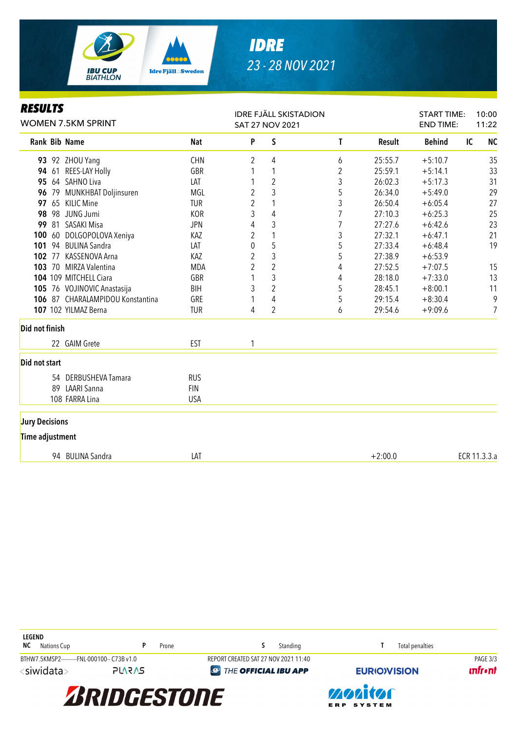# IDRE

23 - 28 NOV 2021

## RESULTS

WOMEN 7.5KM SPRINT

IDRE FJÄLL SKISTADION
SAT 27 NOV 2021

START TIME: 10:00
END TIME: 11:22

| Rank | Bib | Name | Nat | P | S | T | Result | Behind | IC | NC |
|---|---|---|---|---|---|---|---|---|---|---|
| **93** | 92 | ZHOU Yang | CHN | 2 | 4 | 6 | 25:55.7 | +5:10.7 | | 35 |
| **94** | 61 | REES-LAY Holly | GBR | 1 | 1 | 2 | 25:59.1 | +5:14.1 | | 33 |
| **95** | 64 | SAHNO Liva | LAT | 1 | 2 | 3 | 26:02.3 | +5:17.3 | | 31 |
| **96** | 79 | MUNKHBAT Doljinsuren | MGL | 2 | 3 | 5 | 26:34.0 | +5:49.0 | | 29 |
| **97** | 65 | KILIC Mine | TUR | 2 | 1 | 3 | 26:50.4 | +6:05.4 | | 27 |
| **98** | 98 | JUNG Jumi | KOR | 3 | 4 | 7 | 27:10.3 | +6:25.3 | | 25 |
| **99** | 81 | SASAKI Misa | JPN | 4 | 3 | 7 | 27:27.6 | +6:42.6 | | 23 |
| **100** | 60 | DOLGOPOLOVA Xeniya | KAZ | 2 | 1 | 3 | 27:32.1 | +6:47.1 | | 21 |
| **101** | 94 | BULINA Sandra | LAT | 0 | 5 | 5 | 27:33.4 | +6:48.4 | | 19 |
| **102** | 77 | KASSENOVA Arna | KAZ | 2 | 3 | 5 | 27:38.9 | +6:53.9 | | |
| **103** | 70 | MIRZA Valentina | MDA | 2 | 2 | 4 | 27:52.5 | +7:07.5 | | 15 |
| **104** | 109 | MITCHELL Ciara | GBR | 1 | 3 | 4 | 28:18.0 | +7:33.0 | | 13 |
| **105** | 76 | VOJINOVIC Anastasija | BIH | 3 | 2 | 5 | 28:45.1 | +8:00.1 | | 11 |
| **106** | 87 | CHARALAMPIDOU Konstantina | GRE | 1 | 4 | 5 | 29:15.4 | +8:30.4 | | 9 |
| **107** | 102 | YILMAZ Berna | TUR | 4 | 2 | 6 | 29:54.6 | +9:09.6 | | 7 |

### Did not finish

| Bib | Name | Nat | P |
|---|---|---|---|
| 22 | GAIM Grete | EST | 1 |

### Did not start

| Bib | Name | Nat |
|---|---|---|
| 54 | DERBUSHEVA Tamara | RUS |
| 89 | LAARI Sanna | FIN |
| 108 | FARRA Lina | USA |

### Jury Decisions

#### Time adjustment

| Bib | Name | Nat | Adjustment | Rule |
|---|---|---|---|---|
| 94 | BULINA Sandra | LAT | +2:00.0 | ECR 11.3.3.a |

LEGEND
NC Nations Cup | P Prone | S Standing | T Total penalties

BTHW7.5KMSP2----------FNL-000100-- C73B v1.0 | REPORT CREATED SAT 27 NOV 2021 11:40